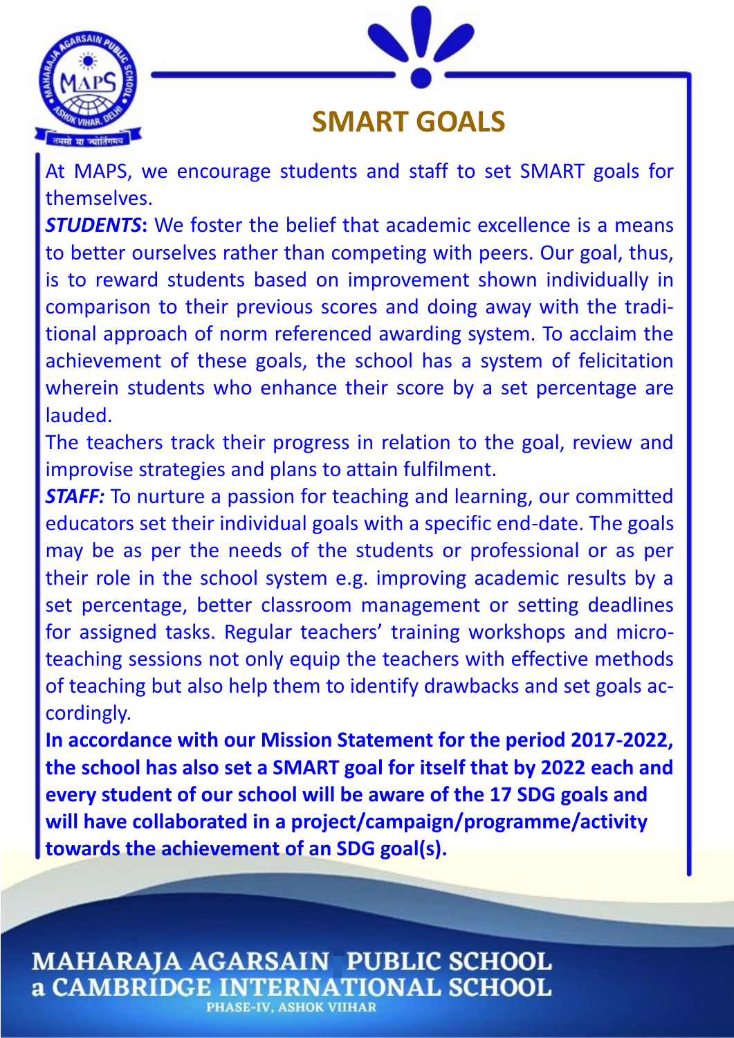# SMART GOALS

At MAPS, we encourage students and staff to set SMART goals for themselves.

***STUDENTS*****:** We foster the belief that academic excellence is a means to better ourselves rather than competing with peers. Our goal, thus, is to reward students based on improvement shown individually in comparison to their previous scores and doing away with the traditional approach of norm referenced awarding system. To acclaim the achievement of these goals, the school has a system of felicitation wherein students who enhance their score by a set percentage are lauded.

The teachers track their progress in relation to the goal, review and improvise strategies and plans to attain fulfilment.

***STAFF:*** To nurture a passion for teaching and learning, our committed educators set their individual goals with a specific end-date. The goals may be as per the needs of the students or professional or as per their role in the school system e.g. improving academic results by a set percentage, better classroom management or setting deadlines for assigned tasks. Regular teachers' training workshops and micro-teaching sessions not only equip the teachers with effective methods of teaching but also help them to identify drawbacks and set goals accordingly.

**In accordance with our Mission Statement for the period 2017-2022, the school has also set a SMART goal for itself that by 2022 each and every student of our school will be aware of the 17 SDG goals and will have collaborated in a project/campaign/programme/activity towards the achievement of an SDG goal(s).**

MAHARAJA AGARSAIN PUBLIC SCHOOL
a CAMBRIDGE INTERNATIONAL SCHOOL
PHASE-IV, ASHOK VIIHAR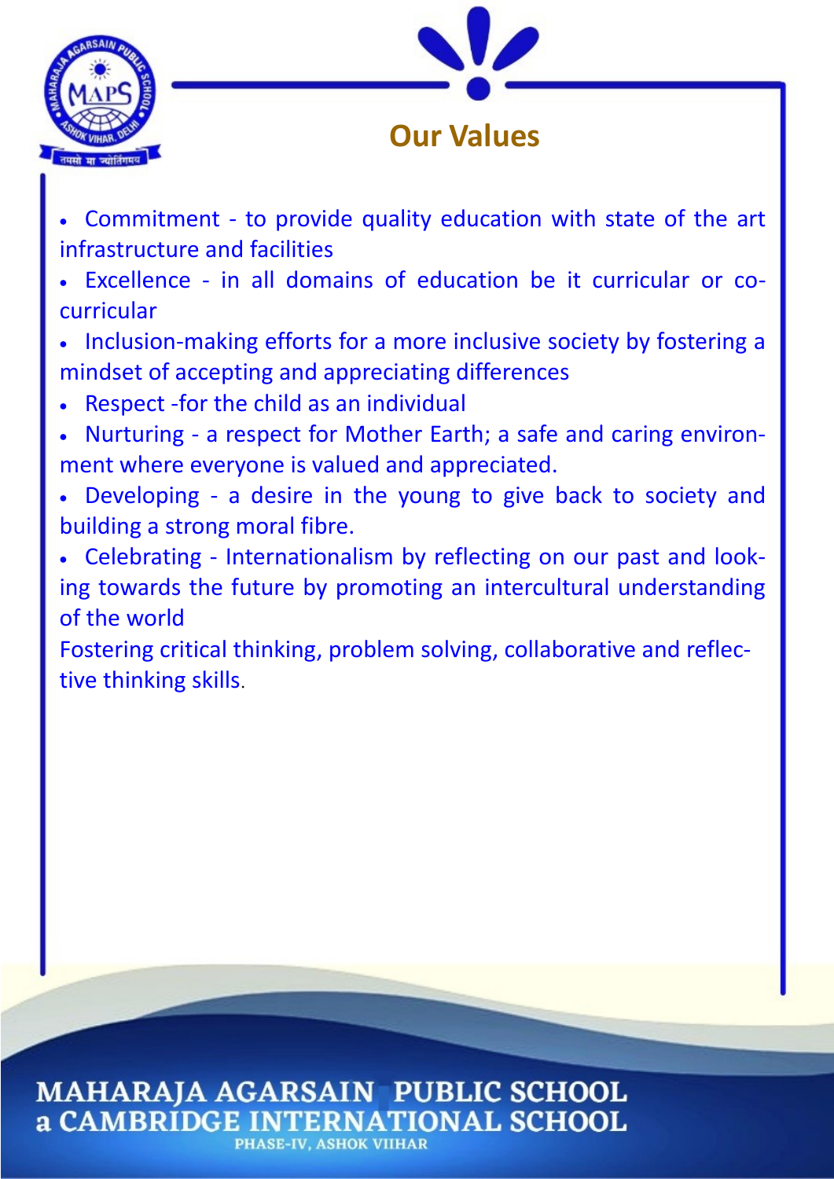## Our Values

- Commitment - to provide quality education with state of the art infrastructure and facilities
- Excellence - in all domains of education be it curricular or co-curricular
- Inclusion-making efforts for a more inclusive society by fostering a mindset of accepting and appreciating differences
- Respect -for the child as an individual
- Nurturing - a respect for Mother Earth; a safe and caring environment where everyone is valued and appreciated.
- Developing - a desire in the young to give back to society and building a strong moral fibre.
- Celebrating - Internationalism by reflecting on our past and looking towards the future by promoting an intercultural understanding of the world

Fostering critical thinking, problem solving, collaborative and reflective thinking skills.

MAHARAJA AGARSAIN PUBLIC SCHOOL
a CAMBRIDGE INTERNATIONAL SCHOOL
PHASE-IV, ASHOK VIIHAR